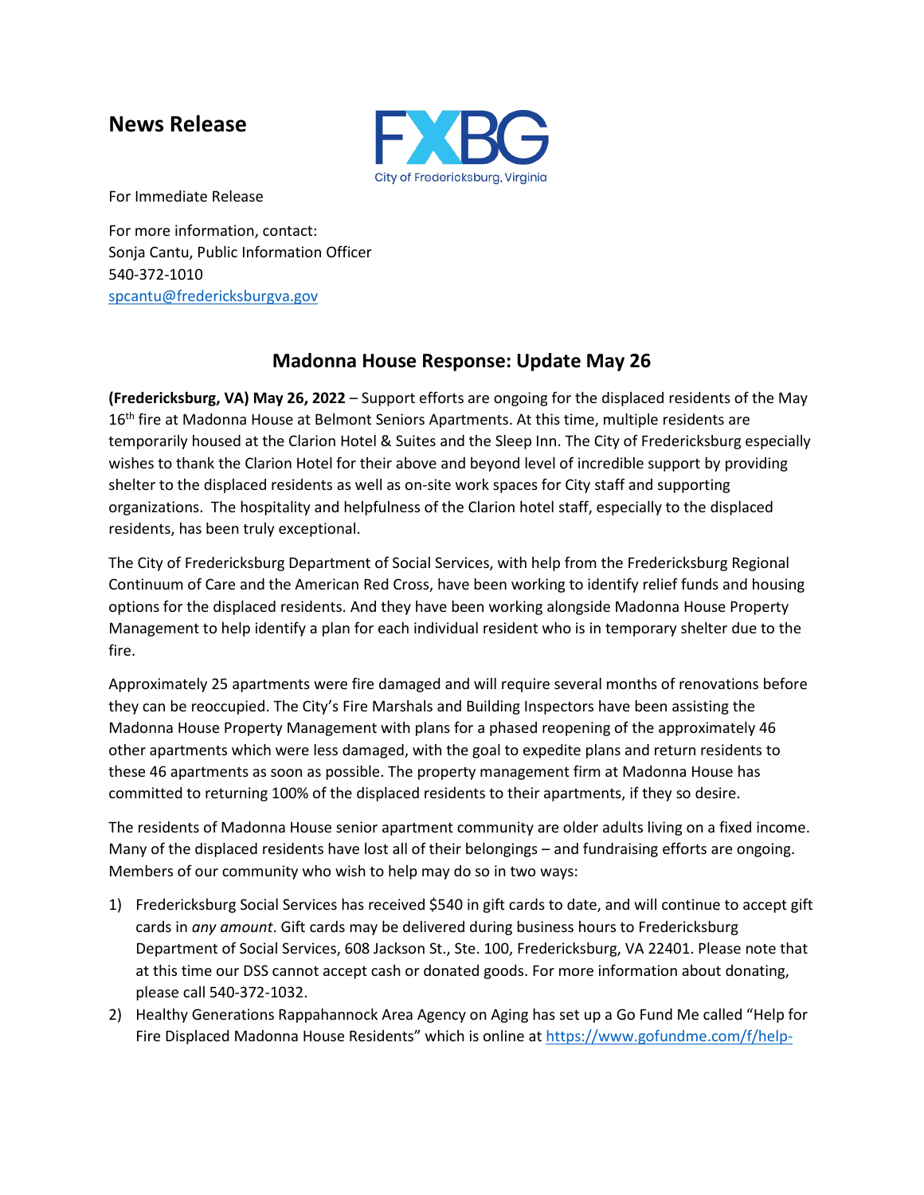# News Release

FXBG
City of Fredericksburg, Virginia

For Immediate Release

For more information, contact:
Sonja Cantu, Public Information Officer
540-372-1010
spcantu@fredericksburgva.gov

## Madonna House Response: Update May 26

**(Fredericksburg, VA) May 26, 2022** – Support efforts are ongoing for the displaced residents of the May 16th fire at Madonna House at Belmont Seniors Apartments. At this time, multiple residents are temporarily housed at the Clarion Hotel & Suites and the Sleep Inn. The City of Fredericksburg especially wishes to thank the Clarion Hotel for their above and beyond level of incredible support by providing shelter to the displaced residents as well as on-site work spaces for City staff and supporting organizations. The hospitality and helpfulness of the Clarion hotel staff, especially to the displaced residents, has been truly exceptional.

The City of Fredericksburg Department of Social Services, with help from the Fredericksburg Regional Continuum of Care and the American Red Cross, have been working to identify relief funds and housing options for the displaced residents. And they have been working alongside Madonna House Property Management to help identify a plan for each individual resident who is in temporary shelter due to the fire.

Approximately 25 apartments were fire damaged and will require several months of renovations before they can be reoccupied. The City's Fire Marshals and Building Inspectors have been assisting the Madonna House Property Management with plans for a phased reopening of the approximately 46 other apartments which were less damaged, with the goal to expedite plans and return residents to these 46 apartments as soon as possible. The property management firm at Madonna House has committed to returning 100% of the displaced residents to their apartments, if they so desire.

The residents of Madonna House senior apartment community are older adults living on a fixed income. Many of the displaced residents have lost all of their belongings – and fundraising efforts are ongoing. Members of our community who wish to help may do so in two ways:

1) Fredericksburg Social Services has received $540 in gift cards to date, and will continue to accept gift cards in *any amount*. Gift cards may be delivered during business hours to Fredericksburg Department of Social Services, 608 Jackson St., Ste. 100, Fredericksburg, VA 22401. Please note that at this time our DSS cannot accept cash or donated goods. For more information about donating, please call 540-372-1032.
2) Healthy Generations Rappahannock Area Agency on Aging has set up a Go Fund Me called "Help for Fire Displaced Madonna House Residents" which is online at https://www.gofundme.com/f/help-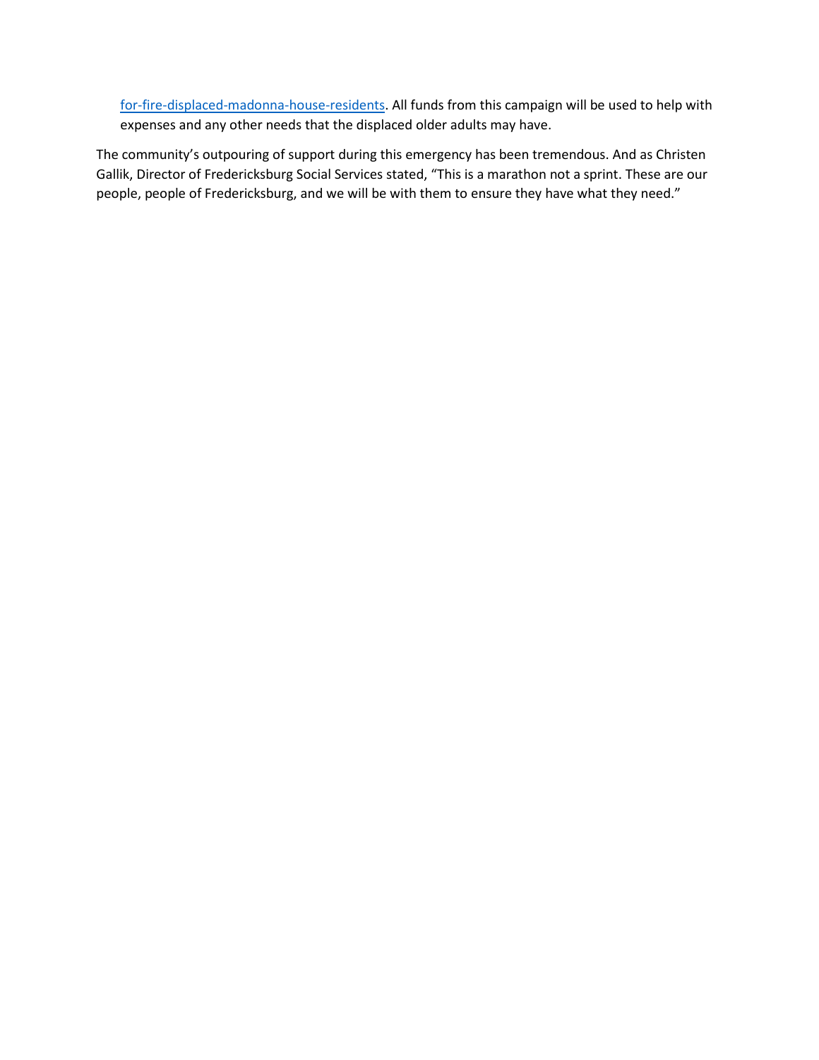[for-fire-displaced-madonna-house-residents](for-fire-displaced-madonna-house-residents). All funds from this campaign will be used to help with expenses and any other needs that the displaced older adults may have.

The community's outpouring of support during this emergency has been tremendous. And as Christen Gallik, Director of Fredericksburg Social Services stated, "This is a marathon not a sprint. These are our people, people of Fredericksburg, and we will be with them to ensure they have what they need."